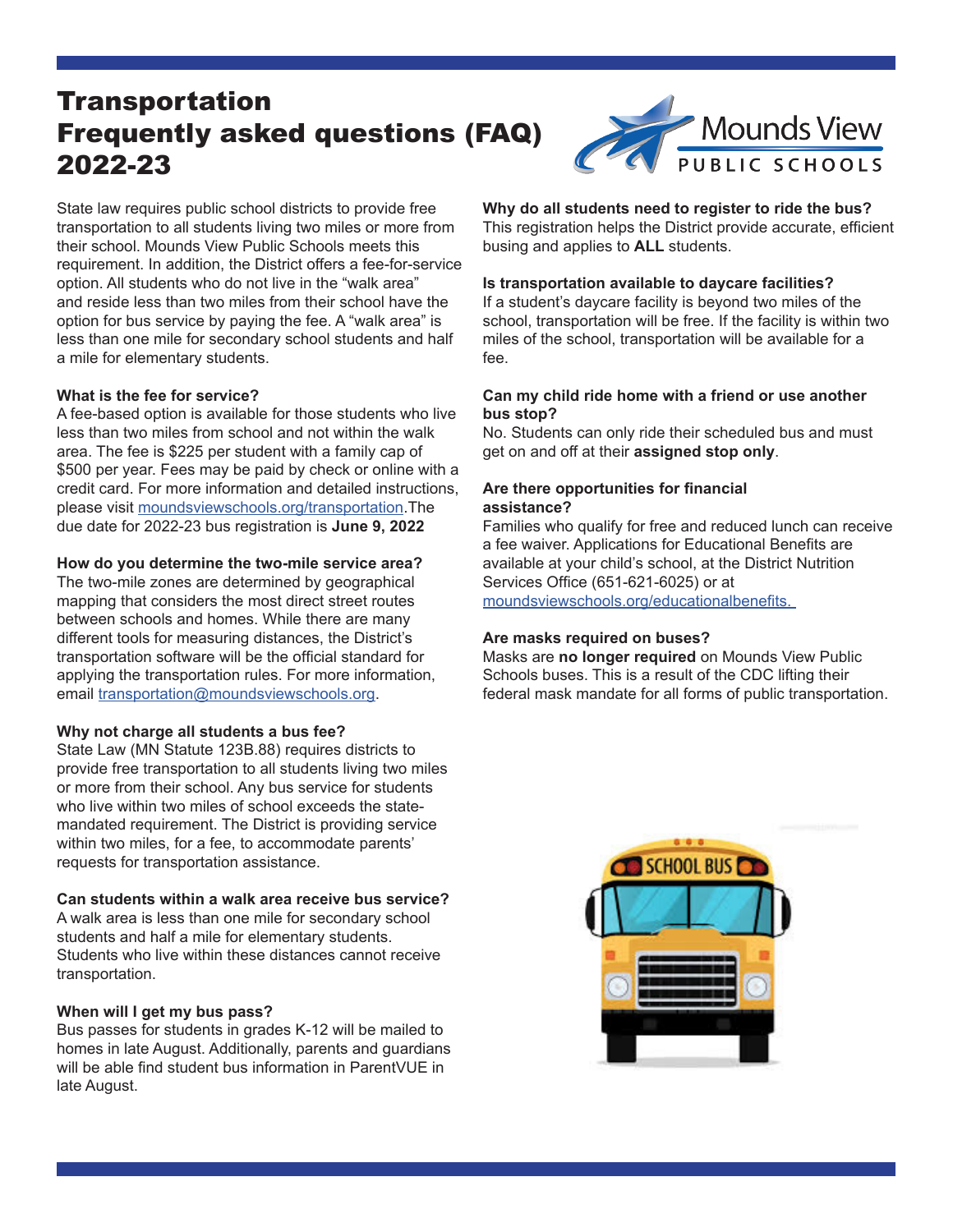# Transportation Frequently asked questions (FAQ) 2022-23

State law requires public school districts to provide free transportation to all students living two miles or more from their school. Mounds View Public Schools meets this requirement. In addition, the District offers a fee-for-service option. All students who do not live in the "walk area" and reside less than two miles from their school have the option for bus service by paying the fee. A "walk area" is less than one mile for secondary school students and half a mile for elementary students.

**What is the fee for service?**
A fee-based option is available for those students who live less than two miles from school and not within the walk area. The fee is $225 per student with a family cap of $500 per year. Fees may be paid by check or online with a credit card. For more information and detailed instructions, please visit moundsviewschools.org/transportation.The due date for 2022-23 bus registration is **June 9, 2022**

**How do you determine the two-mile service area?**
The two-mile zones are determined by geographical mapping that considers the most direct street routes between schools and homes. While there are many different tools for measuring distances, the District's transportation software will be the official standard for applying the transportation rules. For more information, email transportation@moundsviewschools.org.

**Why not charge all students a bus fee?**
State Law (MN Statute 123B.88) requires districts to provide free transportation to all students living two miles or more from their school. Any bus service for students who live within two miles of school exceeds the state-mandated requirement. The District is providing service within two miles, for a fee, to accommodate parents' requests for transportation assistance.

**Can students within a walk area receive bus service?**
A walk area is less than one mile for secondary school students and half a mile for elementary students. Students who live within these distances cannot receive transportation.

**When will I get my bus pass?**
Bus passes for students in grades K-12 will be mailed to homes in late August. Additionally, parents and guardians will be able find student bus information in ParentVUE in late August.

**Why do all students need to register to ride the bus?**
This registration helps the District provide accurate, efficient busing and applies to **ALL** students.

**Is transportation available to daycare facilities?**
If a student's daycare facility is beyond two miles of the school, transportation will be free. If the facility is within two miles of the school, transportation will be available for a fee.

**Can my child ride home with a friend or use another bus stop?**
No. Students can only ride their scheduled bus and must get on and off at their **assigned stop only**.

**Are there opportunities for financial assistance?**
Families who qualify for free and reduced lunch can receive a fee waiver. Applications for Educational Benefits are available at your child's school, at the District Nutrition Services Office (651-621-6025) or at moundsviewschools.org/educationalbenefits.

**Are masks required on buses?**
Masks are **no longer required** on Mounds View Public Schools buses. This is a result of the CDC lifting their federal mask mandate for all forms of public transportation.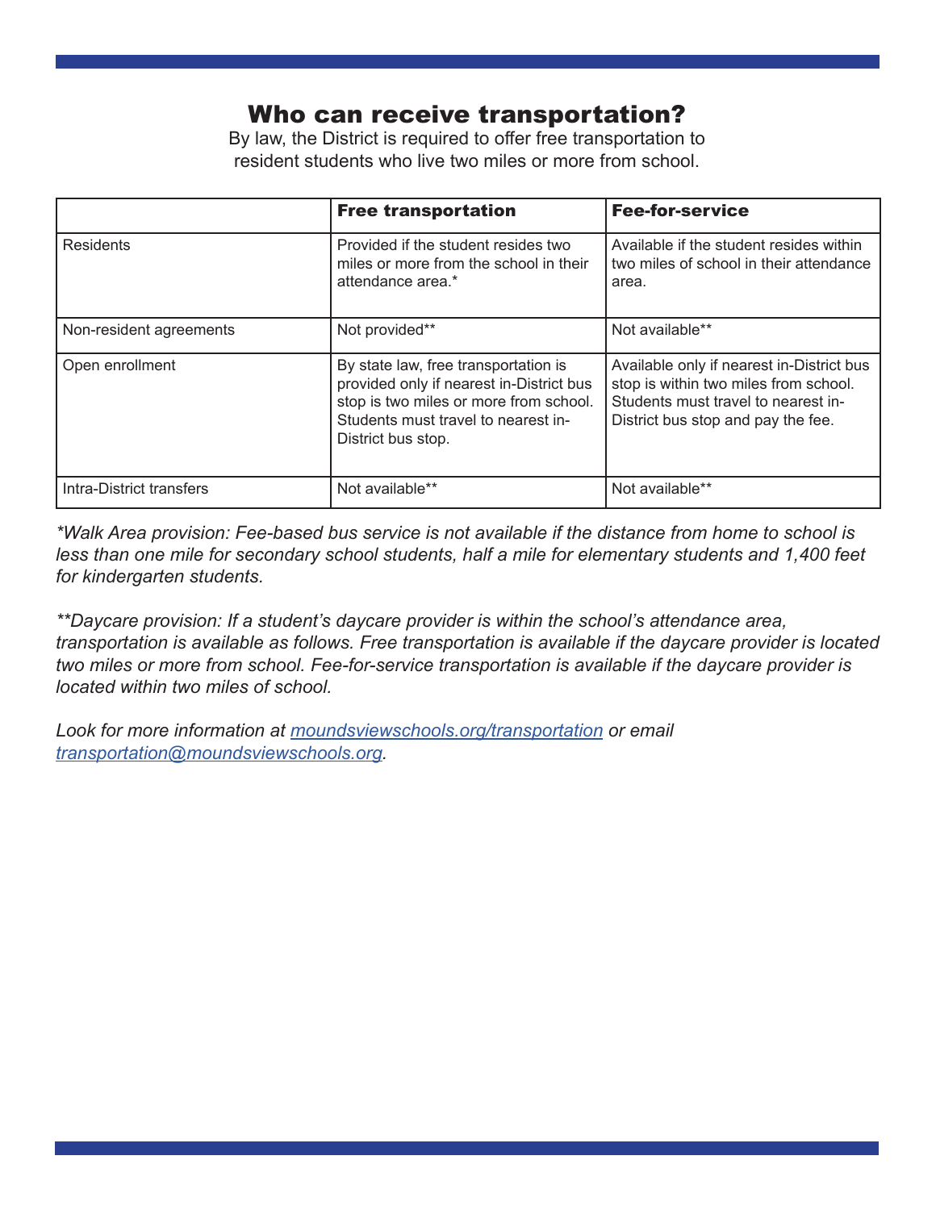## Who can receive transportation?

By law, the District is required to offer free transportation to resident students who live two miles or more from school.

| | **Free transportation** | **Fee-for-service** |
|---|---|---|
| Residents | Provided if the student resides two miles or more from the school in their attendance area.* | Available if the student resides within two miles of school in their attendance area. |
| Non-resident agreements | Not provided** | Not available** |
| Open enrollment | By state law, free transportation is provided only if nearest in-District bus stop is two miles or more from school. Students must travel to nearest in-District bus stop. | Available only if nearest in-District bus stop is within two miles from school. Students must travel to nearest in-District bus stop and pay the fee. |
| Intra-District transfers | Not available** | Not available** |

*\*Walk Area provision: Fee-based bus service is not available if the distance from home to school is less than one mile for secondary school students, half a mile for elementary students and 1,400 feet for kindergarten students.*

*\*\*Daycare provision: If a student's daycare provider is within the school's attendance area, transportation is available as follows. Free transportation is available if the daycare provider is located two miles or more from school. Fee-for-service transportation is available if the daycare provider is located within two miles of school.*

*Look for more information at [moundsviewschools.org/transportation](moundsviewschools.org/transportation) or email [transportation@moundsviewschools.org](mailto:transportation@moundsviewschools.org).*